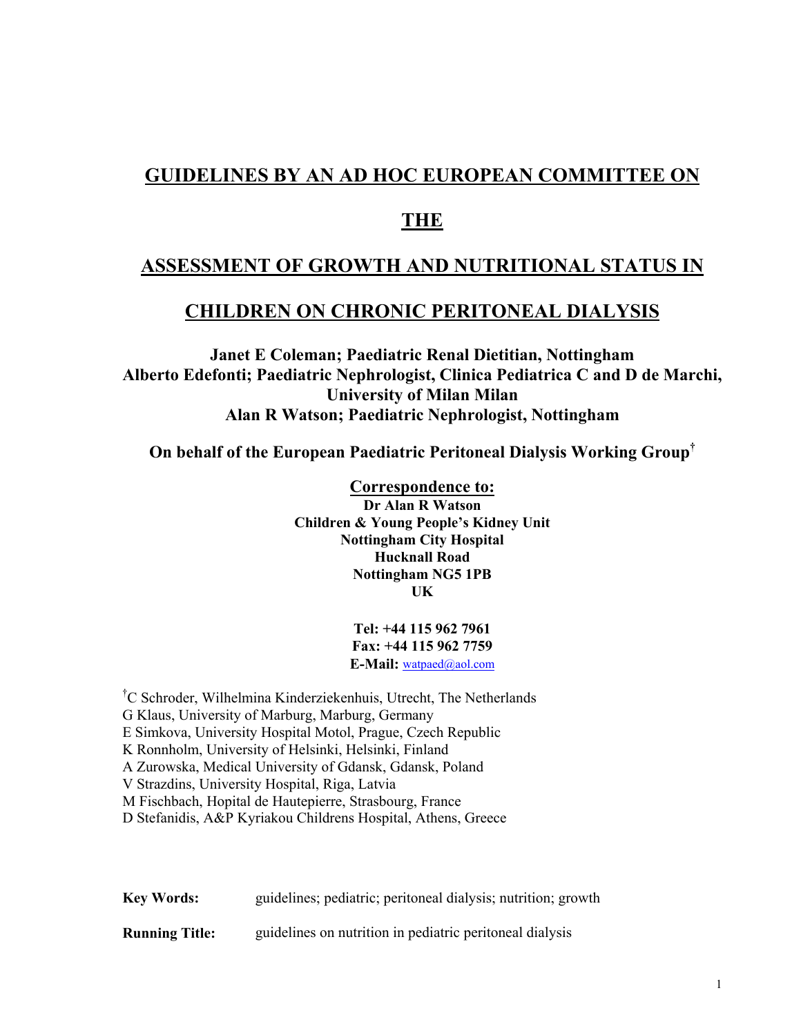# GUIDELINES BY AN AD HOC EUROPEAN COMMITTEE ON THE ASSESSMENT OF GROWTH AND NUTRITIONAL STATUS IN CHILDREN ON CHRONIC PERITONEAL DIALYSIS

**Janet E Coleman; Paediatric Renal Dietitian, Nottingham**
**Alberto Edefonti; Paediatric Nephrologist, Clinica Pediatrica C and D de Marchi, University of Milan Milan**
**Alan R Watson; Paediatric Nephrologist, Nottingham**

**On behalf of the European Paediatric Peritoneal Dialysis Working Group[†]**

**Correspondence to:**
**Dr Alan R Watson**
**Children & Young People's Kidney Unit**
**Nottingham City Hospital**
**Hucknall Road**
**Nottingham NG5 1PB**
**UK**

**Tel: +44 115 962 7961**
**Fax: +44 115 962 7759**
**E-Mail:** watpaed@aol.com

[†] C Schroder, Wilhelmina Kinderziekenhuis, Utrecht, The Netherlands
G Klaus, University of Marburg, Marburg, Germany
E Simkova, University Hospital Motol, Prague, Czech Republic
K Ronnholm, University of Helsinki, Helsinki, Finland
A Zurowska, Medical University of Gdansk, Gdansk, Poland
V Strazdins, University Hospital, Riga, Latvia
M Fischbach, Hopital de Hautepierre, Strasbourg, France
D Stefanidis, A&P Kyriakou Childrens Hospital, Athens, Greece

**Key Words:** guidelines; pediatric; peritoneal dialysis; nutrition; growth

**Running Title:** guidelines on nutrition in pediatric peritoneal dialysis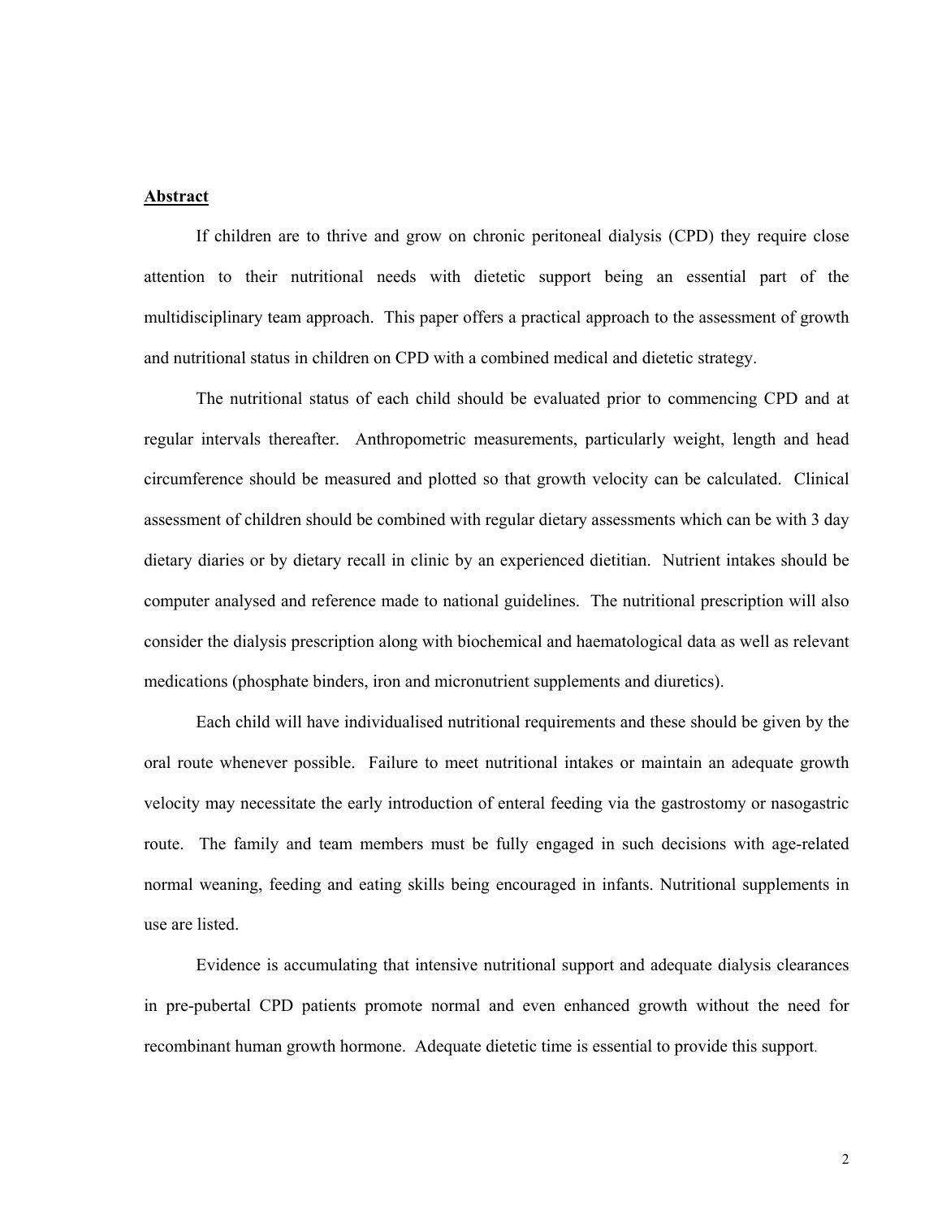## Abstract

If children are to thrive and grow on chronic peritoneal dialysis (CPD) they require close attention to their nutritional needs with dietetic support being an essential part of the multidisciplinary team approach. This paper offers a practical approach to the assessment of growth and nutritional status in children on CPD with a combined medical and dietetic strategy.

The nutritional status of each child should be evaluated prior to commencing CPD and at regular intervals thereafter. Anthropometric measurements, particularly weight, length and head circumference should be measured and plotted so that growth velocity can be calculated. Clinical assessment of children should be combined with regular dietary assessments which can be with 3 day dietary diaries or by dietary recall in clinic by an experienced dietitian. Nutrient intakes should be computer analysed and reference made to national guidelines. The nutritional prescription will also consider the dialysis prescription along with biochemical and haematological data as well as relevant medications (phosphate binders, iron and micronutrient supplements and diuretics).

Each child will have individualised nutritional requirements and these should be given by the oral route whenever possible. Failure to meet nutritional intakes or maintain an adequate growth velocity may necessitate the early introduction of enteral feeding via the gastrostomy or nasogastric route. The family and team members must be fully engaged in such decisions with age-related normal weaning, feeding and eating skills being encouraged in infants. Nutritional supplements in use are listed.

Evidence is accumulating that intensive nutritional support and adequate dialysis clearances in pre-pubertal CPD patients promote normal and even enhanced growth without the need for recombinant human growth hormone. Adequate dietetic time is essential to provide this support.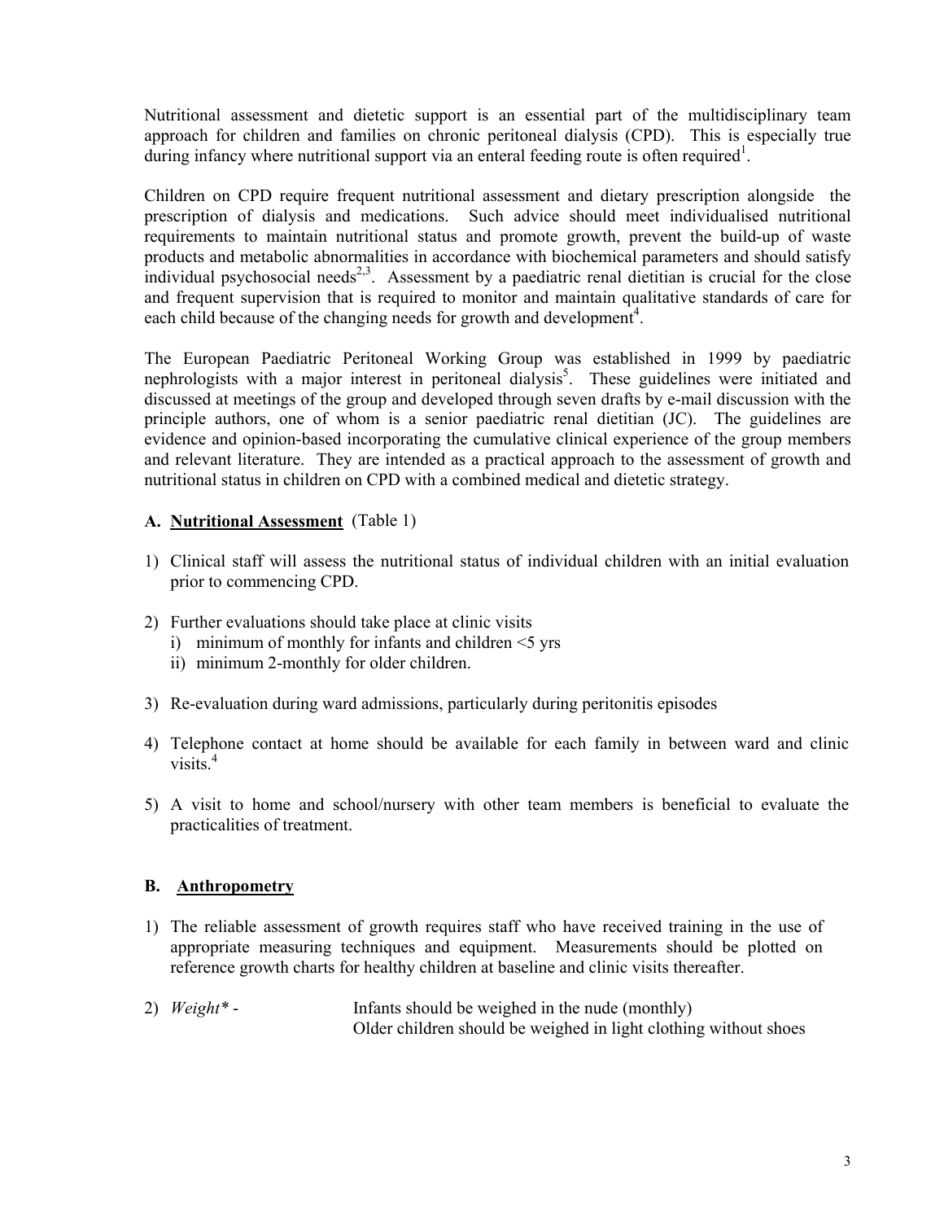Nutritional assessment and dietetic support is an essential part of the multidisciplinary team approach for children and families on chronic peritoneal dialysis (CPD). This is especially true during infancy where nutritional support via an enteral feeding route is often required[1].

Children on CPD require frequent nutritional assessment and dietary prescription alongside the prescription of dialysis and medications. Such advice should meet individualised nutritional requirements to maintain nutritional status and promote growth, prevent the build-up of waste products and metabolic abnormalities in accordance with biochemical parameters and should satisfy individual psychosocial needs[2,3]. Assessment by a paediatric renal dietitian is crucial for the close and frequent supervision that is required to monitor and maintain qualitative standards of care for each child because of the changing needs for growth and development[4].

The European Paediatric Peritoneal Working Group was established in 1999 by paediatric nephrologists with a major interest in peritoneal dialysis[5]. These guidelines were initiated and discussed at meetings of the group and developed through seven drafts by e-mail discussion with the principle authors, one of whom is a senior paediatric renal dietitian (JC). The guidelines are evidence and opinion-based incorporating the cumulative clinical experience of the group members and relevant literature. They are intended as a practical approach to the assessment of growth and nutritional status in children on CPD with a combined medical and dietetic strategy.

## A. <u>Nutritional Assessment</u> (Table 1)

1) Clinical staff will assess the nutritional status of individual children with an initial evaluation prior to commencing CPD.

2) Further evaluations should take place at clinic visits
   i) minimum of monthly for infants and children <5 yrs
   ii) minimum 2-monthly for older children.

3) Re-evaluation during ward admissions, particularly during peritonitis episodes

4) Telephone contact at home should be available for each family in between ward and clinic visits.[4]

5) A visit to home and school/nursery with other team members is beneficial to evaluate the practicalities of treatment.

## B. <u>Anthropometry</u>

1) The reliable assessment of growth requires staff who have received training in the use of appropriate measuring techniques and equipment. Measurements should be plotted on reference growth charts for healthy children at baseline and clinic visits thereafter.

2) *Weight\** - Infants should be weighed in the nude (monthly)
   Older children should be weighed in light clothing without shoes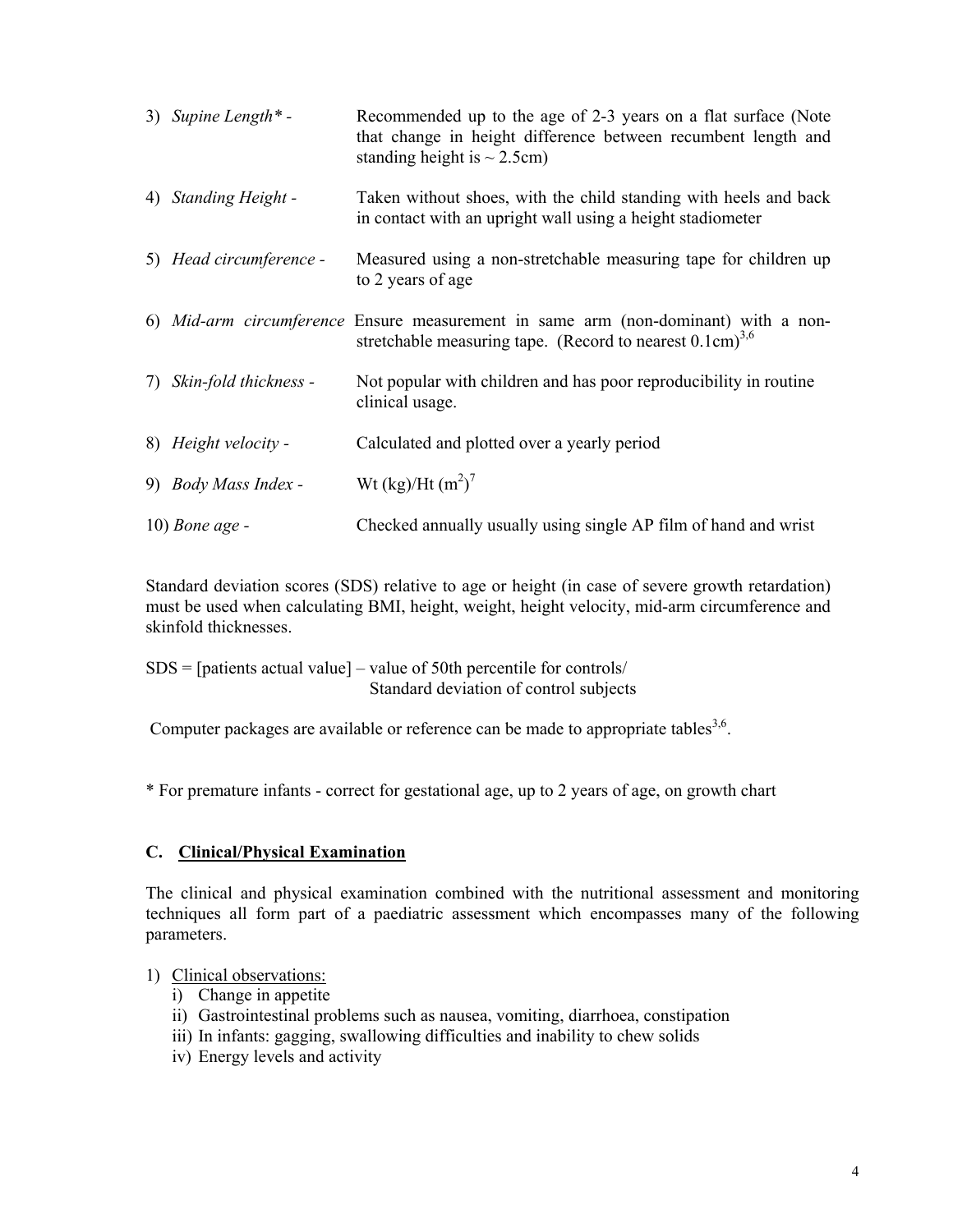3) *Supine Length\** - Recommended up to the age of 2-3 years on a flat surface (Note that change in height difference between recumbent length and standing height is ~ 2.5cm)

4) *Standing Height* - Taken without shoes, with the child standing with heels and back in contact with an upright wall using a height stadiometer

5) *Head circumference* - Measured using a non-stretchable measuring tape for children up to 2 years of age

6) *Mid-arm circumference* Ensure measurement in same arm (non-dominant) with a non-stretchable measuring tape. (Record to nearest 0.1cm)[3,6]

7) *Skin-fold thickness* - Not popular with children and has poor reproducibility in routine clinical usage.

8) *Height velocity* - Calculated and plotted over a yearly period

9) *Body Mass Index* - Wt (kg)/Ht ($m^2$)[7]

10) *Bone age* - Checked annually usually using single AP film of hand and wrist

Standard deviation scores (SDS) relative to age or height (in case of severe growth retardation) must be used when calculating BMI, height, weight, height velocity, mid-arm circumference and skinfold thicknesses.

SDS = [patients actual value] – value of 50th percentile for controls/ Standard deviation of control subjects

Computer packages are available or reference can be made to appropriate tables[3,6].

\* For premature infants - correct for gestational age, up to 2 years of age, on growth chart

### C. Clinical/Physical Examination

The clinical and physical examination combined with the nutritional assessment and monitoring techniques all form part of a paediatric assessment which encompasses many of the following parameters.

1) Clinical observations:
   i) Change in appetite
   ii) Gastrointestinal problems such as nausea, vomiting, diarrhoea, constipation
   iii) In infants: gagging, swallowing difficulties and inability to chew solids
   iv) Energy levels and activity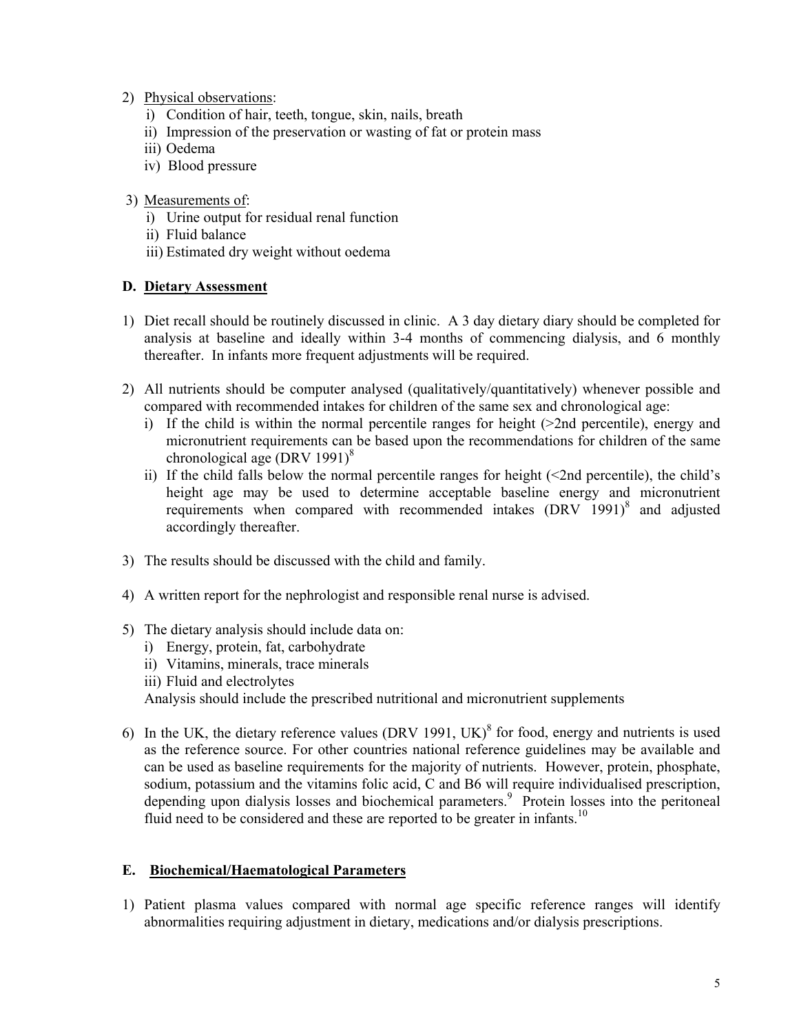2) Physical observations:
   i) Condition of hair, teeth, tongue, skin, nails, breath
   ii) Impression of the preservation or wasting of fat or protein mass
   iii) Oedema
   iv) Blood pressure

3) Measurements of:
   i) Urine output for residual renal function
   ii) Fluid balance
   iii) Estimated dry weight without oedema

### D. Dietary Assessment

1) Diet recall should be routinely discussed in clinic. A 3 day dietary diary should be completed for analysis at baseline and ideally within 3-4 months of commencing dialysis, and 6 monthly thereafter. In infants more frequent adjustments will be required.

2) All nutrients should be computer analysed (qualitatively/quantitatively) whenever possible and compared with recommended intakes for children of the same sex and chronological age:
   i) If the child is within the normal percentile ranges for height (>2nd percentile), energy and micronutrient requirements can be based upon the recommendations for children of the same chronological age (DRV 1991)[8]
   ii) If the child falls below the normal percentile ranges for height (<2nd percentile), the child's height age may be used to determine acceptable baseline energy and micronutrient requirements when compared with recommended intakes (DRV 1991)[8] and adjusted accordingly thereafter.

3) The results should be discussed with the child and family.

4) A written report for the nephrologist and responsible renal nurse is advised.

5) The dietary analysis should include data on:
   i) Energy, protein, fat, carbohydrate
   ii) Vitamins, minerals, trace minerals
   iii) Fluid and electrolytes

   Analysis should include the prescribed nutritional and micronutrient supplements

6) In the UK, the dietary reference values (DRV 1991, UK)[8] for food, energy and nutrients is used as the reference source. For other countries national reference guidelines may be available and can be used as baseline requirements for the majority of nutrients. However, protein, phosphate, sodium, potassium and the vitamins folic acid, C and B6 will require individualised prescription, depending upon dialysis losses and biochemical parameters.[9] Protein losses into the peritoneal fluid need to be considered and these are reported to be greater in infants.[10]

### E. Biochemical/Haematological Parameters

1) Patient plasma values compared with normal age specific reference ranges will identify abnormalities requiring adjustment in dietary, medications and/or dialysis prescriptions.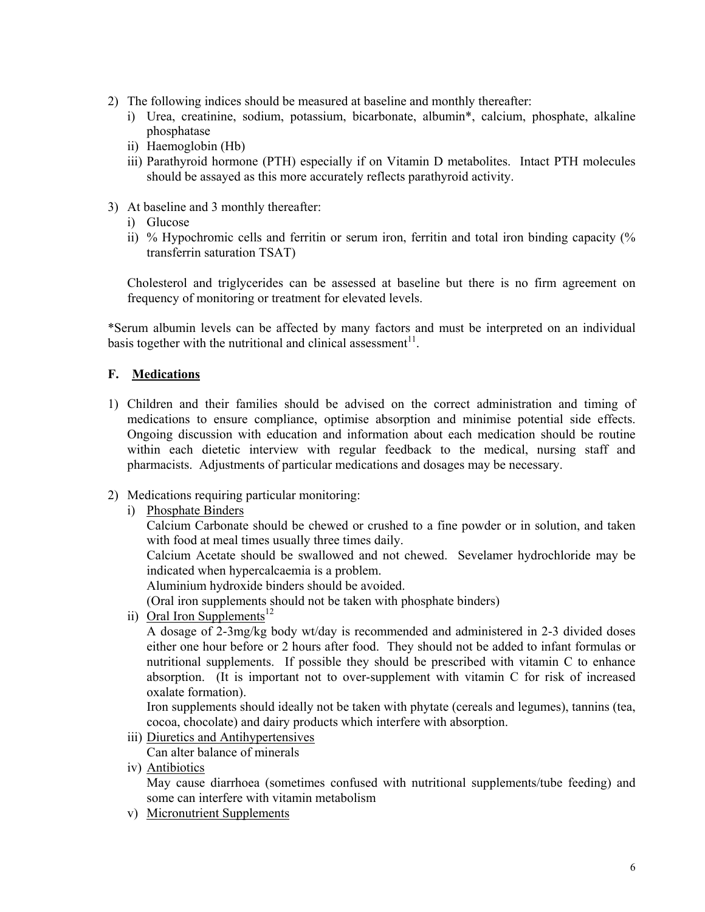2) The following indices should be measured at baseline and monthly thereafter:
   i) Urea, creatinine, sodium, potassium, bicarbonate, albumin*, calcium, phosphate, alkaline phosphatase
   ii) Haemoglobin (Hb)
   iii) Parathyroid hormone (PTH) especially if on Vitamin D metabolites. Intact PTH molecules should be assayed as this more accurately reflects parathyroid activity.

3) At baseline and 3 monthly thereafter:
   i) Glucose
   ii) % Hypochromic cells and ferritin or serum iron, ferritin and total iron binding capacity (% transferrin saturation TSAT)

   Cholesterol and triglycerides can be assessed at baseline but there is no firm agreement on frequency of monitoring or treatment for elevated levels.

*Serum albumin levels can be affected by many factors and must be interpreted on an individual basis together with the nutritional and clinical assessment[11].

### F. <u>Medications</u>

1) Children and their families should be advised on the correct administration and timing of medications to ensure compliance, optimise absorption and minimise potential side effects. Ongoing discussion with education and information about each medication should be routine within each dietetic interview with regular feedback to the medical, nursing staff and pharmacists. Adjustments of particular medications and dosages may be necessary.

2) Medications requiring particular monitoring:
   i) <u>Phosphate Binders</u>
      Calcium Carbonate should be chewed or crushed to a fine powder or in solution, and taken with food at meal times usually three times daily.
      Calcium Acetate should be swallowed and not chewed. Sevelamer hydrochloride may be indicated when hypercalcaemia is a problem.
      Aluminium hydroxide binders should be avoided.
      (Oral iron supplements should not be taken with phosphate binders)
   ii) <u>Oral Iron Supplements</u>[12]
      A dosage of 2-3mg/kg body wt/day is recommended and administered in 2-3 divided doses either one hour before or 2 hours after food. They should not be added to infant formulas or nutritional supplements. If possible they should be prescribed with vitamin C to enhance absorption. (It is important not to over-supplement with vitamin C for risk of increased oxalate formation).
      Iron supplements should ideally not be taken with phytate (cereals and legumes), tannins (tea, cocoa, chocolate) and dairy products which interfere with absorption.
   iii) <u>Diuretics and Antihypertensives</u>
      Can alter balance of minerals
   iv) <u>Antibiotics</u>
      May cause diarrhoea (sometimes confused with nutritional supplements/tube feeding) and some can interfere with vitamin metabolism
   v) <u>Micronutrient Supplements</u>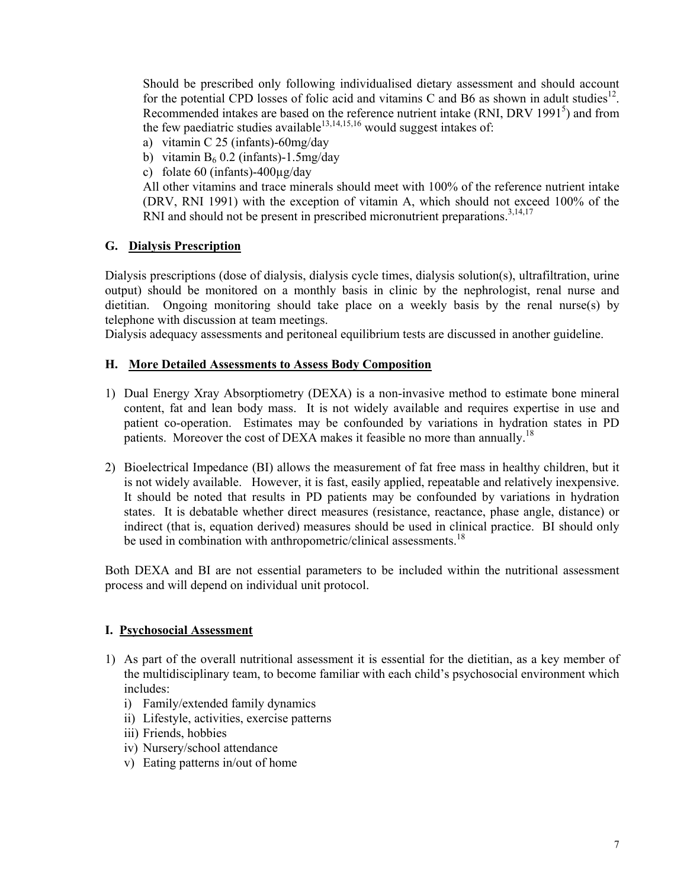Should be prescribed only following individualised dietary assessment and should account for the potential CPD losses of folic acid and vitamins C and B6 as shown in adult studies[12]. Recommended intakes are based on the reference nutrient intake (RNI, DRV 1991[5]) and from the few paediatric studies available[13,14,15,16] would suggest intakes of:

a) vitamin C 25 (infants)-60mg/day
b) vitamin $B_6$ 0.2 (infants)-1.5mg/day
c) folate 60 (infants)-400µg/day

All other vitamins and trace minerals should meet with 100% of the reference nutrient intake (DRV, RNI 1991) with the exception of vitamin A, which should not exceed 100% of the RNI and should not be present in prescribed micronutrient preparations.[3,14,17]

## G. Dialysis Prescription

Dialysis prescriptions (dose of dialysis, dialysis cycle times, dialysis solution(s), ultrafiltration, urine output) should be monitored on a monthly basis in clinic by the nephrologist, renal nurse and dietitian. Ongoing monitoring should take place on a weekly basis by the renal nurse(s) by telephone with discussion at team meetings.

Dialysis adequacy assessments and peritoneal equilibrium tests are discussed in another guideline.

## H. More Detailed Assessments to Assess Body Composition

1) Dual Energy Xray Absorptiometry (DEXA) is a non-invasive method to estimate bone mineral content, fat and lean body mass. It is not widely available and requires expertise in use and patient co-operation. Estimates may be confounded by variations in hydration states in PD patients. Moreover the cost of DEXA makes it feasible no more than annually.[18]

2) Bioelectrical Impedance (BI) allows the measurement of fat free mass in healthy children, but it is not widely available. However, it is fast, easily applied, repeatable and relatively inexpensive. It should be noted that results in PD patients may be confounded by variations in hydration states. It is debatable whether direct measures (resistance, reactance, phase angle, distance) or indirect (that is, equation derived) measures should be used in clinical practice. BI should only be used in combination with anthropometric/clinical assessments.[18]

Both DEXA and BI are not essential parameters to be included within the nutritional assessment process and will depend on individual unit protocol.

## I. Psychosocial Assessment

1) As part of the overall nutritional assessment it is essential for the dietitian, as a key member of the multidisciplinary team, to become familiar with each child's psychosocial environment which includes:
   i) Family/extended family dynamics
   ii) Lifestyle, activities, exercise patterns
   iii) Friends, hobbies
   iv) Nursery/school attendance
   v) Eating patterns in/out of home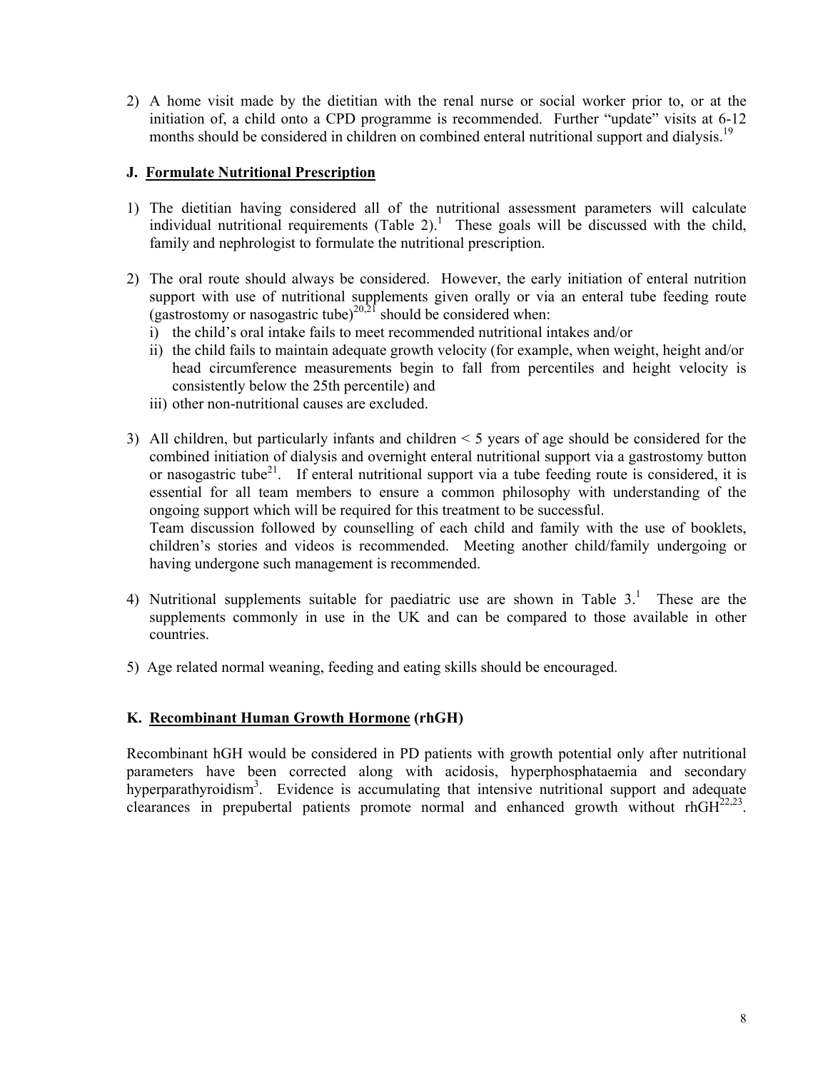2) A home visit made by the dietitian with the renal nurse or social worker prior to, or at the initiation of, a child onto a CPD programme is recommended. Further "update" visits at 6-12 months should be considered in children on combined enteral nutritional support and dialysis.[19]

### J. Formulate Nutritional Prescription

1) The dietitian having considered all of the nutritional assessment parameters will calculate individual nutritional requirements (Table 2).[1] These goals will be discussed with the child, family and nephrologist to formulate the nutritional prescription.

2) The oral route should always be considered. However, the early initiation of enteral nutrition support with use of nutritional supplements given orally or via an enteral tube feeding route (gastrostomy or nasogastric tube)[20,21] should be considered when:
   i) the child's oral intake fails to meet recommended nutritional intakes and/or
   ii) the child fails to maintain adequate growth velocity (for example, when weight, height and/or head circumference measurements begin to fall from percentiles and height velocity is consistently below the 25th percentile) and
   iii) other non-nutritional causes are excluded.

3) All children, but particularly infants and children < 5 years of age should be considered for the combined initiation of dialysis and overnight enteral nutritional support via a gastrostomy button or nasogastric tube[21]. If enteral nutritional support via a tube feeding route is considered, it is essential for all team members to ensure a common philosophy with understanding of the ongoing support which will be required for this treatment to be successful.
   Team discussion followed by counselling of each child and family with the use of booklets, children's stories and videos is recommended. Meeting another child/family undergoing or having undergone such management is recommended.

4) Nutritional supplements suitable for paediatric use are shown in Table 3.[1] These are the supplements commonly in use in the UK and can be compared to those available in other countries.

5) Age related normal weaning, feeding and eating skills should be encouraged.

### K. Recombinant Human Growth Hormone (rhGH)

Recombinant hGH would be considered in PD patients with growth potential only after nutritional parameters have been corrected along with acidosis, hyperphosphataemia and secondary hyperparathyroidism[3]. Evidence is accumulating that intensive nutritional support and adequate clearances in prepubertal patients promote normal and enhanced growth without rhGH[22,23].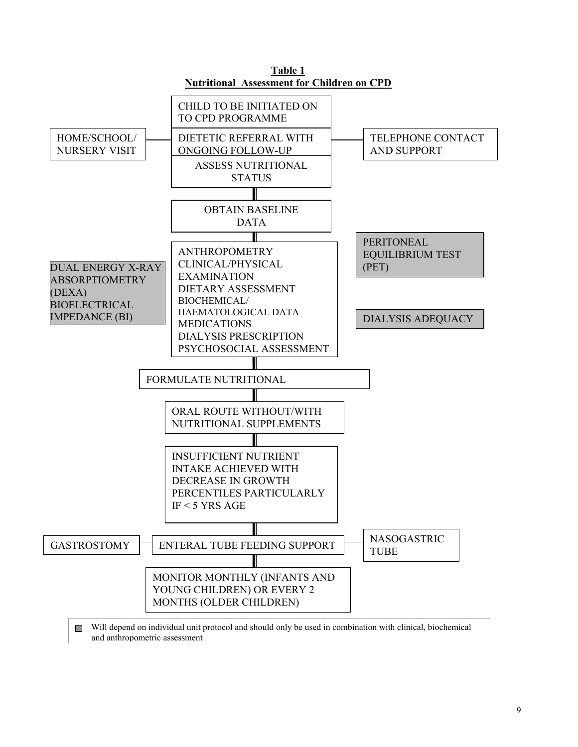**Table 1**
**Nutritional Assessment for Children on CPD**

CHILD TO BE INITIATED ON TO CPD PROGRAMME

HOME/SCHOOL/ NURSERY VISIT — DIETETIC REFERRAL WITH ONGOING FOLLOW-UP — TELEPHONE CONTACT AND SUPPORT

ASSESS NUTRITIONAL STATUS

↓

OBTAIN BASELINE DATA

↓

DUAL ENERGY X-RAY ABSORPTIOMETRY (DEXA) BIOELECTRICAL IMPEDANCE (BI) ■

ANTHROPOMETRY
CLINICAL/PHYSICAL EXAMINATION
DIETARY ASSESSMENT
BIOCHEMICAL/ HAEMATOLOGICAL DATA
MEDICATIONS
DIALYSIS PRESCRIPTION
PSYCHOSOCIAL ASSESSMENT

PERITONEAL EQUILIBRIUM TEST (PET) ■

DIALYSIS ADEQUACY ■

↓

FORMULATE NUTRITIONAL

↓

ORAL ROUTE WITHOUT/WITH NUTRITIONAL SUPPLEMENTS

↓

INSUFFICIENT NUTRIENT INTAKE ACHIEVED WITH DECREASE IN GROWTH PERCENTILES PARTICULARLY IF < 5 YRS AGE

↓

GASTROSTOMY — ENTERAL TUBE FEEDING SUPPORT — NASOGASTRIC TUBE

↓

MONITOR MONTHLY (INFANTS AND YOUNG CHILDREN) OR EVERY 2 MONTHS (OLDER CHILDREN)

■ Will depend on individual unit protocol and should only be used in combination with clinical, biochemical and anthropometric assessment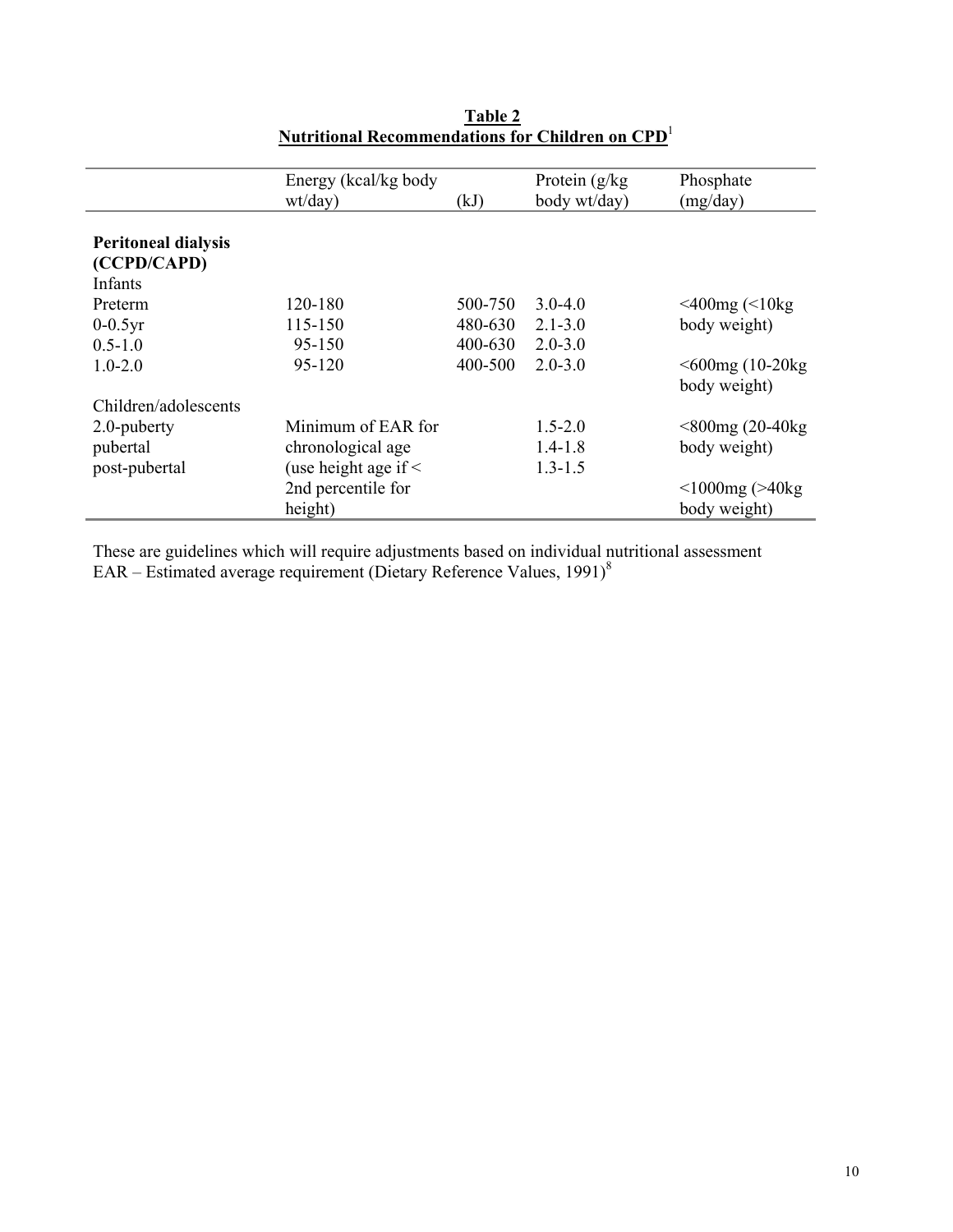**Table 2**
**Nutritional Recommendations for Children on CPD**[1]

| | Energy (kcal/kg body wt/day) | (kJ) | Protein (g/kg body wt/day) | Phosphate (mg/day) |
|---|---|---|---|---|
| **Peritoneal dialysis (CCPD/CAPD)** | | | | |
| Infants | | | | |
| Preterm | 120-180 | 500-750 | 3.0-4.0 | <400mg (<10kg body weight) |
| 0-0.5yr | 115-150 | 480-630 | 2.1-3.0 | |
| 0.5-1.0 | 95-150 | 400-630 | 2.0-3.0 | |
| 1.0-2.0 | 95-120 | 400-500 | 2.0-3.0 | <600mg (10-20kg body weight) |
| Children/adolescents | | | | |
| 2.0-puberty | Minimum of EAR for chronological age (use height age if < 2nd percentile for height) | | 1.5-2.0 | <800mg (20-40kg body weight) |
| pubertal | | | 1.4-1.8 | |
| post-pubertal | | | 1.3-1.5 | <1000mg (>40kg body weight) |

These are guidelines which will require adjustments based on individual nutritional assessment
EAR – Estimated average requirement (Dietary Reference Values, 1991)[8]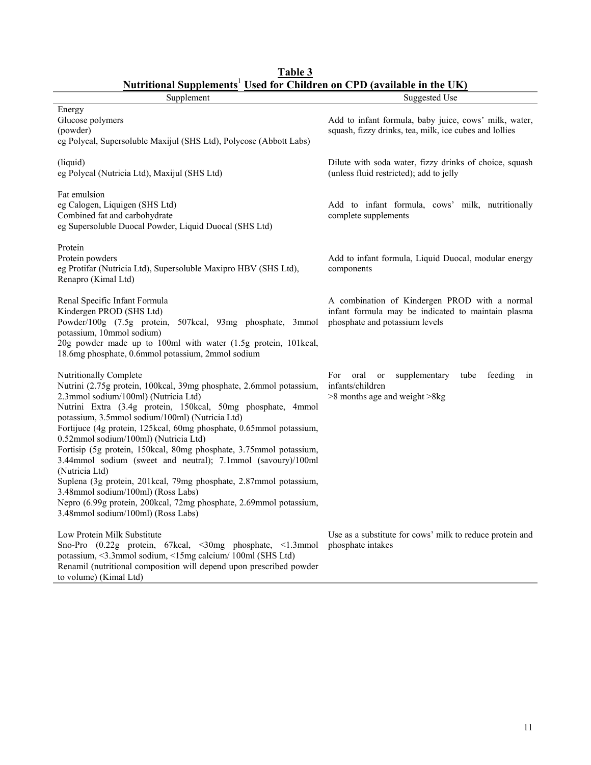**Table 3**
**Nutritional Supplements[1] Used for Children on CPD (available in the UK)**

| Supplement | Suggested Use |
|---|---|
| Energy<br>Glucose polymers<br>(powder)<br>eg Polycal, Supersoluble Maxijul (SHS Ltd), Polycose (Abbott Labs) | Add to infant formula, baby juice, cows' milk, water, squash, fizzy drinks, tea, milk, ice cubes and lollies |
| (liquid)<br>eg Polycal (Nutricia Ltd), Maxijul (SHS Ltd) | Dilute with soda water, fizzy drinks of choice, squash (unless fluid restricted); add to jelly |
| Fat emulsion<br>eg Calogen, Liquigen (SHS Ltd)<br>Combined fat and carbohydrate<br>eg Supersoluble Duocal Powder, Liquid Duocal (SHS Ltd) | Add to infant formula, cows' milk, nutritionally complete supplements |
| Protein<br>Protein powders<br>eg Protifar (Nutricia Ltd), Supersoluble Maxipro HBV (SHS Ltd), Renapro (Kimal Ltd) | Add to infant formula, Liquid Duocal, modular energy components |
| Renal Specific Infant Formula<br>Kindergen PROD (SHS Ltd)<br>Powder/100g (7.5g protein, 507kcal, 93mg phosphate, 3mmol potassium, 10mmol sodium)<br>20g powder made up to 100ml with water (1.5g protein, 101kcal, 18.6mg phosphate, 0.6mmol potassium, 2mmol sodium | A combination of Kindergen PROD with a normal infant formula may be indicated to maintain plasma phosphate and potassium levels |
| Nutritionally Complete<br>Nutrini (2.75g protein, 100kcal, 39mg phosphate, 2.6mmol potassium, 2.3mmol sodium/100ml) (Nutricia Ltd)<br>Nutrini Extra (3.4g protein, 150kcal, 50mg phosphate, 4mmol potassium, 3.5mmol sodium/100ml) (Nutricia Ltd)<br>Fortijuce (4g protein, 125kcal, 60mg phosphate, 0.65mmol potassium, 0.52mmol sodium/100ml) (Nutricia Ltd)<br>Fortisip (5g protein, 150kcal, 80mg phosphate, 3.75mmol potassium, 3.44mmol sodium (sweet and neutral); 7.1mmol (savoury)/100ml (Nutricia Ltd)<br>Suplena (3g protein, 201kcal, 79mg phosphate, 2.87mmol potassium, 3.48mmol sodium/100ml) (Ross Labs)<br>Nepro (6.99g protein, 200kcal, 72mg phosphate, 2.69mmol potassium, 3.48mmol sodium/100ml) (Ross Labs) | For oral or supplementary tube feeding in infants/children<br>>8 months age and weight >8kg |
| Low Protein Milk Substitute<br>Sno-Pro (0.22g protein, 67kcal, <30mg phosphate, <1.3mmol potassium, <3.3mmol sodium, <15mg calcium/ 100ml (SHS Ltd)<br>Renamil (nutritional composition will depend upon prescribed powder to volume) (Kimal Ltd) | Use as a substitute for cows' milk to reduce protein and phosphate intakes |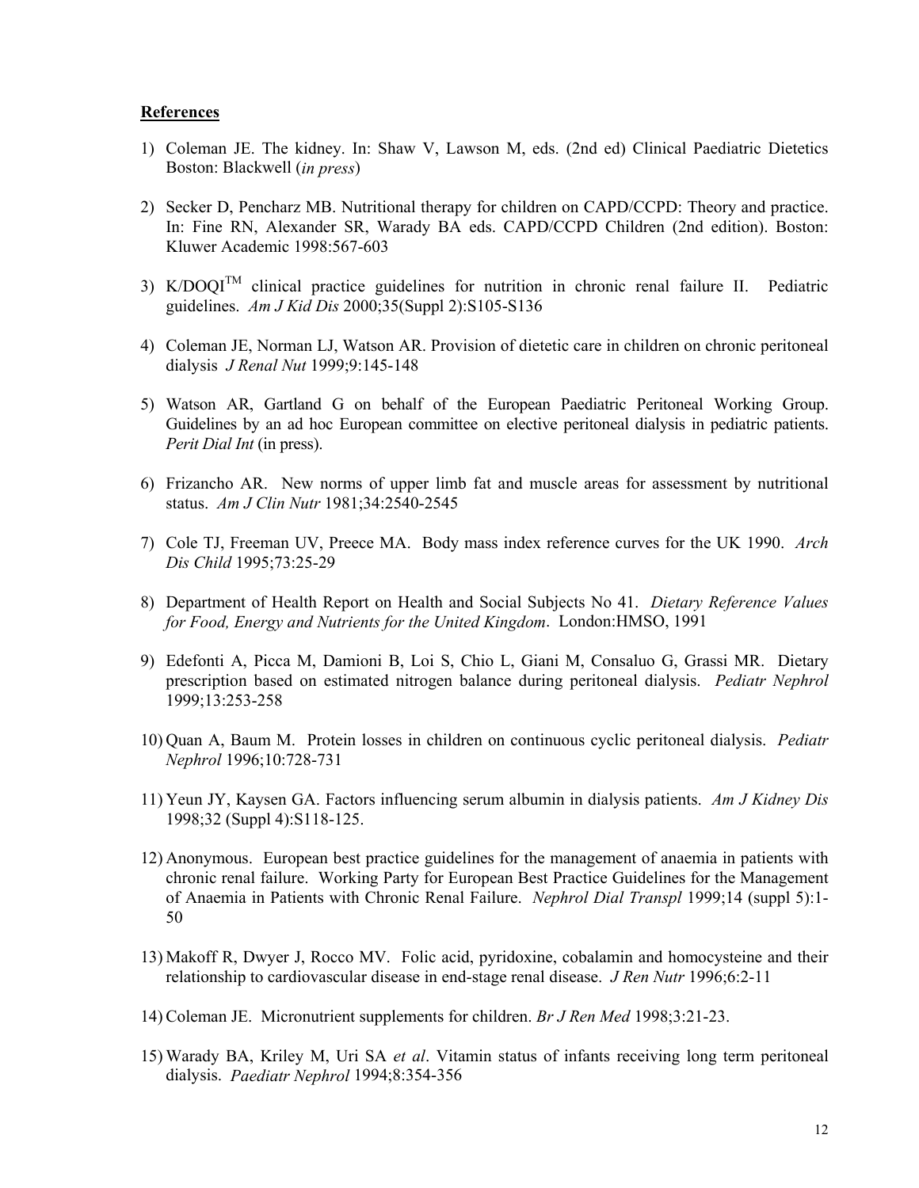**References**

1) Coleman JE. The kidney. In: Shaw V, Lawson M, eds. (2nd ed) Clinical Paediatric Dietetics Boston: Blackwell (*in press*)

2) Secker D, Pencharz MB. Nutritional therapy for children on CAPD/CCPD: Theory and practice. In: Fine RN, Alexander SR, Warady BA eds. CAPD/CCPD Children (2nd edition). Boston: Kluwer Academic 1998:567-603

3) K/DOQI™ clinical practice guidelines for nutrition in chronic renal failure II. Pediatric guidelines. *Am J Kid Dis* 2000;35(Suppl 2):S105-S136

4) Coleman JE, Norman LJ, Watson AR. Provision of dietetic care in children on chronic peritoneal dialysis *J Renal Nut* 1999;9:145-148

5) Watson AR, Gartland G on behalf of the European Paediatric Peritoneal Working Group. Guidelines by an ad hoc European committee on elective peritoneal dialysis in pediatric patients. *Perit Dial Int* (in press).

6) Frizancho AR. New norms of upper limb fat and muscle areas for assessment by nutritional status. *Am J Clin Nutr* 1981;34:2540-2545

7) Cole TJ, Freeman UV, Preece MA. Body mass index reference curves for the UK 1990. *Arch Dis Child* 1995;73:25-29

8) Department of Health Report on Health and Social Subjects No 41. *Dietary Reference Values for Food, Energy and Nutrients for the United Kingdom*. London:HMSO, 1991

9) Edefonti A, Picca M, Damioni B, Loi S, Chio L, Giani M, Consaluo G, Grassi MR. Dietary prescription based on estimated nitrogen balance during peritoneal dialysis. *Pediatr Nephrol* 1999;13:253-258

10) Quan A, Baum M. Protein losses in children on continuous cyclic peritoneal dialysis. *Pediatr Nephrol* 1996;10:728-731

11) Yeun JY, Kaysen GA. Factors influencing serum albumin in dialysis patients. *Am J Kidney Dis* 1998;32 (Suppl 4):S118-125.

12) Anonymous. European best practice guidelines for the management of anaemia in patients with chronic renal failure. Working Party for European Best Practice Guidelines for the Management of Anaemia in Patients with Chronic Renal Failure. *Nephrol Dial Transpl* 1999;14 (suppl 5):1-50

13) Makoff R, Dwyer J, Rocco MV. Folic acid, pyridoxine, cobalamin and homocysteine and their relationship to cardiovascular disease in end-stage renal disease. *J Ren Nutr* 1996;6:2-11

14) Coleman JE. Micronutrient supplements for children. *Br J Ren Med* 1998;3:21-23.

15) Warady BA, Kriley M, Uri SA *et al*. Vitamin status of infants receiving long term peritoneal dialysis. *Paediatr Nephrol* 1994;8:354-356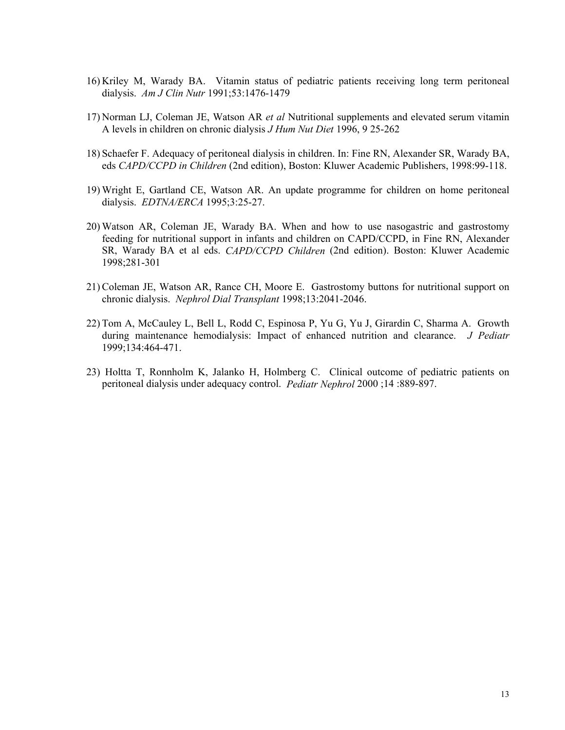16) Kriley M, Warady BA. Vitamin status of pediatric patients receiving long term peritoneal dialysis. *Am J Clin Nutr* 1991;53:1476-1479

17) Norman LJ, Coleman JE, Watson AR *et al* Nutritional supplements and elevated serum vitamin A levels in children on chronic dialysis *J Hum Nut Diet* 1996, 9 25-262

18) Schaefer F. Adequacy of peritoneal dialysis in children. In: Fine RN, Alexander SR, Warady BA, eds *CAPD/CCPD in Children* (2nd edition), Boston: Kluwer Academic Publishers, 1998:99-118.

19) Wright E, Gartland CE, Watson AR. An update programme for children on home peritoneal dialysis. *EDTNA/ERCA* 1995;3:25-27.

20) Watson AR, Coleman JE, Warady BA. When and how to use nasogastric and gastrostomy feeding for nutritional support in infants and children on CAPD/CCPD, in Fine RN, Alexander SR, Warady BA et al eds. *CAPD/CCPD Children* (2nd edition). Boston: Kluwer Academic 1998;281-301

21) Coleman JE, Watson AR, Rance CH, Moore E. Gastrostomy buttons for nutritional support on chronic dialysis. *Nephrol Dial Transplant* 1998;13:2041-2046.

22) Tom A, McCauley L, Bell L, Rodd C, Espinosa P, Yu G, Yu J, Girardin C, Sharma A. Growth during maintenance hemodialysis: Impact of enhanced nutrition and clearance. *J Pediatr* 1999;134:464-471.

23) Holtta T, Ronnholm K, Jalanko H, Holmberg C. Clinical outcome of pediatric patients on peritoneal dialysis under adequacy control. *Pediatr Nephrol* 2000 ;14 :889-897.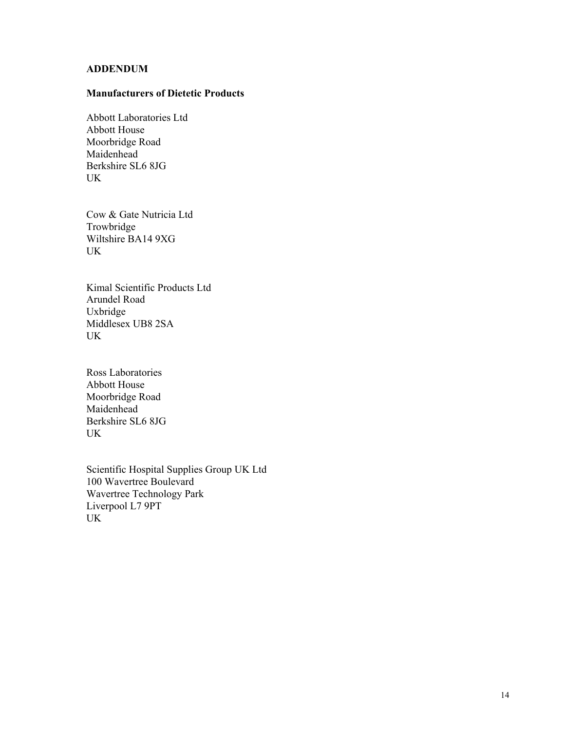## ADDENDUM

### Manufacturers of Dietetic Products

Abbott Laboratories Ltd
Abbott House
Moorbridge Road
Maidenhead
Berkshire SL6 8JG
UK

Cow & Gate Nutricia Ltd
Trowbridge
Wiltshire BA14 9XG
UK

Kimal Scientific Products Ltd
Arundel Road
Uxbridge
Middlesex UB8 2SA
UK

Ross Laboratories
Abbott House
Moorbridge Road
Maidenhead
Berkshire SL6 8JG
UK

Scientific Hospital Supplies Group UK Ltd
100 Wavertree Boulevard
Wavertree Technology Park
Liverpool L7 9PT
UK